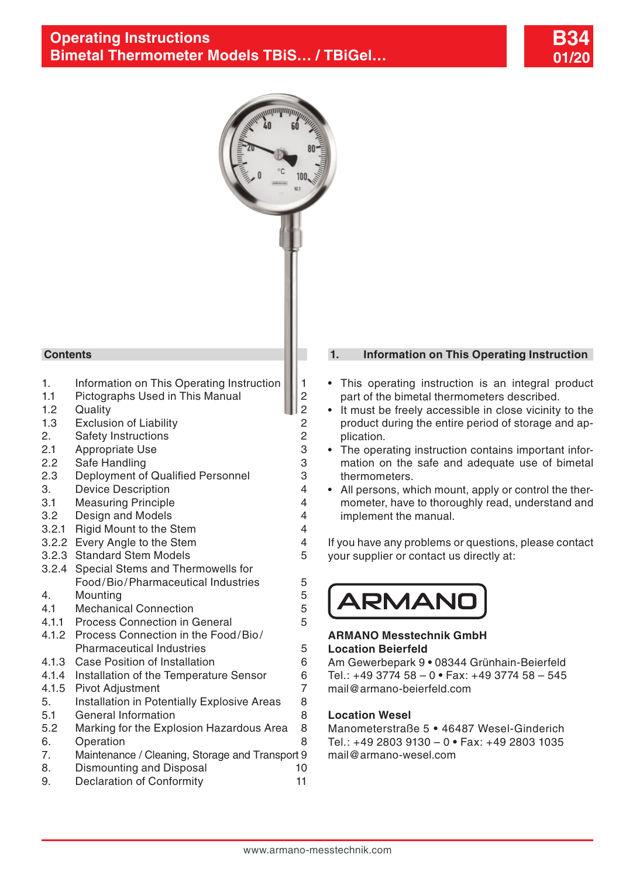# Operating Instructions
# Bimetal Thermometer Models TBiS… / TBiGel…

**B34**
**01/20**

## Contents

| | | |
|---|---|---|
| 1. | Information on This Operating Instruction | 1 |
| 1.1 | Pictographs Used in This Manual | 2 |
| 1.2 | Quality | 2 |
| 1.3 | Exclusion of Liability | 2 |
| 2. | Safety Instructions | 2 |
| 2.1 | Appropriate Use | 3 |
| 2.2 | Safe Handling | 3 |
| 2.3 | Deployment of Qualified Personnel | 3 |
| 3. | Device Description | 4 |
| 3.1 | Measuring Principle | 4 |
| 3.2 | Design and Models | 4 |
| 3.2.1 | Rigid Mount to the Stem | 4 |
| 3.2.2 | Every Angle to the Stem | 4 |
| 3.2.3 | Standard Stem Models | 5 |
| 3.2.4 | Special Stems and Thermowells for Food/Bio/Pharmaceutical Industries | 5 |
| 4. | Mounting | 5 |
| 4.1 | Mechanical Connection | 5 |
| 4.1.1 | Process Connection in General | 5 |
| 4.1.2 | Process Connection in the Food/Bio/ Pharmaceutical Industries | 5 |
| 4.1.3 | Case Position of Installation | 6 |
| 4.1.4 | Installation of the Temperature Sensor | 6 |
| 4.1.5 | Pivot Adjustment | 7 |
| 5. | Installation in Potentially Explosive Areas | 8 |
| 5.1 | General Information | 8 |
| 5.2 | Marking for the Explosion Hazardous Area | 8 |
| 6. | Operation | 8 |
| 7. | Maintenance / Cleaning, Storage and Transport | 9 |
| 8. | Dismounting and Disposal | 10 |
| 9. | Declaration of Conformity | 11 |

## 1. Information on This Operating Instruction

- This operating instruction is an integral product part of the bimetal thermometers described.
- It must be freely accessible in close vicinity to the product during the entire period of storage and application.
- The operating instruction contains important information on the safe and adequate use of bimetal thermometers.
- All persons, which mount, apply or control the thermometer, have to thoroughly read, understand and implement the manual.

If you have any problems or questions, please contact your supplier or contact us directly at:

ARMANO

**ARMANO Messtechnik GmbH**
**Location Beierfeld**
Am Gewerbepark 9 • 08344 Grünhain-Beierfeld
Tel.: +49 3774 58 – 0 • Fax: +49 3774 58 – 545
mail@armano-beierfeld.com

**Location Wesel**
Manometerstraße 5 • 46487 Wesel-Ginderich
Tel.: +49 2803 9130 – 0 • Fax: +49 2803 1035
mail@armano-wesel.com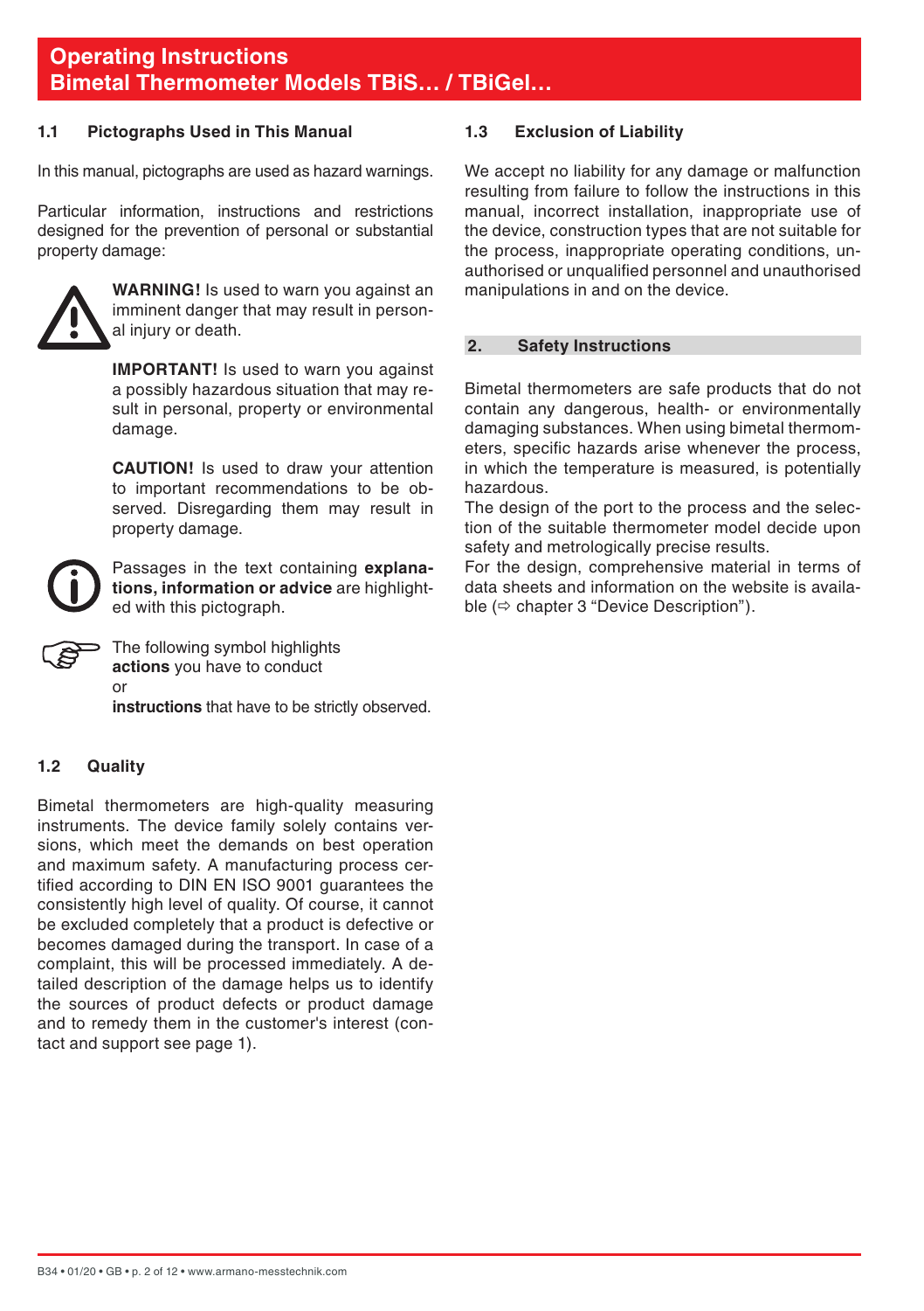# Operating Instructions
# Bimetal Thermometer Models TBiS… / TBiGel…

### 1.1 Pictographs Used in This Manual

In this manual, pictographs are used as hazard warnings.

Particular information, instructions and restrictions designed for the prevention of personal or substantial property damage:

**WARNING!** Is used to warn you against an imminent danger that may result in personal injury or death.

**IMPORTANT!** Is used to warn you against a possibly hazardous situation that may result in personal, property or environmental damage.

**CAUTION!** Is used to draw your attention to important recommendations to be observed. Disregarding them may result in property damage.

Passages in the text containing **explanations, information or advice** are highlighted with this pictograph.

The following symbol highlights **actions** you have to conduct or **instructions** that have to be strictly observed.

### 1.2 Quality

Bimetal thermometers are high-quality measuring instruments. The device family solely contains versions, which meet the demands on best operation and maximum safety. A manufacturing process certified according to DIN EN ISO 9001 guarantees the consistently high level of quality. Of course, it cannot be excluded completely that a product is defective or becomes damaged during the transport. In case of a complaint, this will be processed immediately. A detailed description of the damage helps us to identify the sources of product defects or product damage and to remedy them in the customer's interest (contact and support see page 1).

### 1.3 Exclusion of Liability

We accept no liability for any damage or malfunction resulting from failure to follow the instructions in this manual, incorrect installation, inappropriate use of the device, construction types that are not suitable for the process, inappropriate operating conditions, unauthorised or unqualified personnel and unauthorised manipulations in and on the device.

## 2. Safety Instructions

Bimetal thermometers are safe products that do not contain any dangerous, health- or environmentally damaging substances. When using bimetal thermometers, specific hazards arise whenever the process, in which the temperature is measured, is potentially hazardous.
The design of the port to the process and the selection of the suitable thermometer model decide upon safety and metrologically precise results.
For the design, comprehensive material in terms of data sheets and information on the website is available (⇨ chapter 3 "Device Description").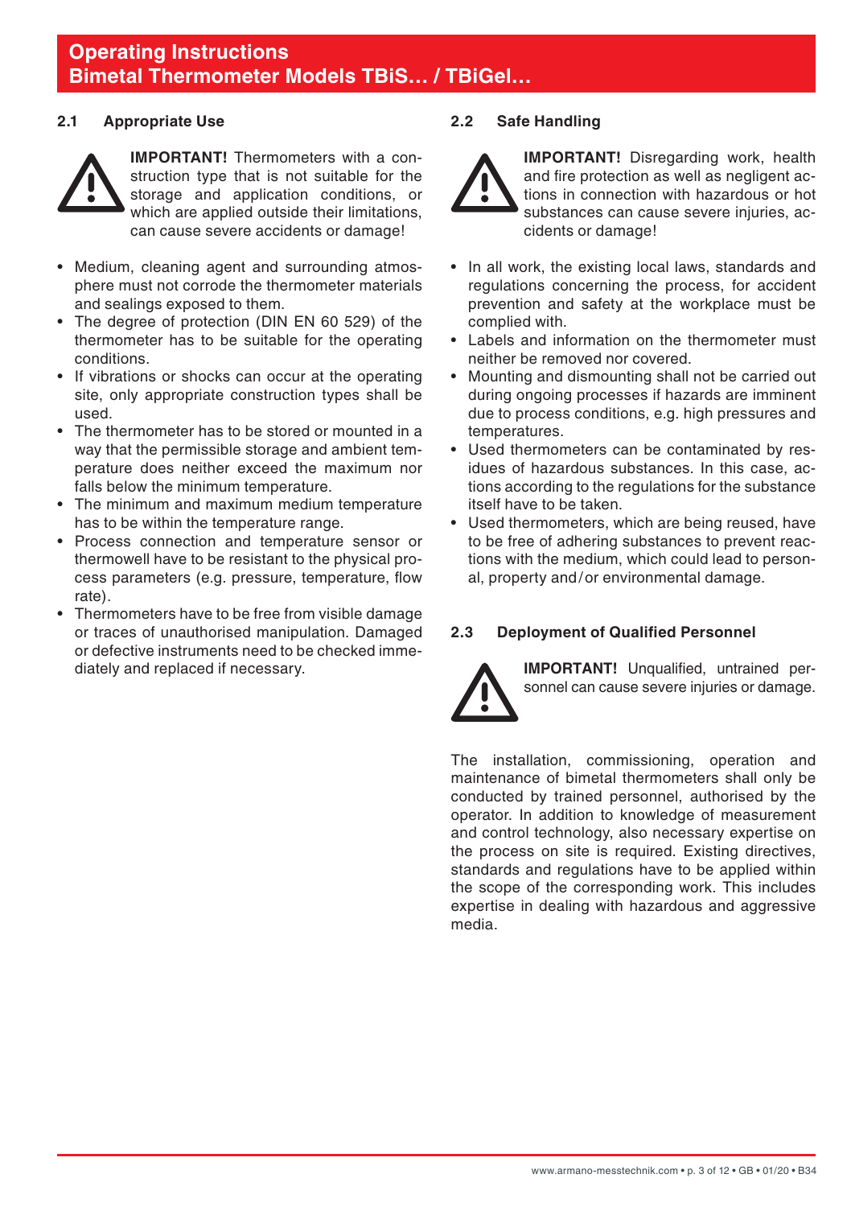## 2.1 Appropriate Use

**IMPORTANT!** Thermometers with a construction type that is not suitable for the storage and application conditions, or which are applied outside their limitations, can cause severe accidents or damage!

- Medium, cleaning agent and surrounding atmosphere must not corrode the thermometer materials and sealings exposed to them.
- The degree of protection (DIN EN 60 529) of the thermometer has to be suitable for the operating conditions.
- If vibrations or shocks can occur at the operating site, only appropriate construction types shall be used.
- The thermometer has to be stored or mounted in a way that the permissible storage and ambient temperature does neither exceed the maximum nor falls below the minimum temperature.
- The minimum and maximum medium temperature has to be within the temperature range.
- Process connection and temperature sensor or thermowell have to be resistant to the physical process parameters (e.g. pressure, temperature, flow rate).
- Thermometers have to be free from visible damage or traces of unauthorised manipulation. Damaged or defective instruments need to be checked immediately and replaced if necessary.

## 2.2 Safe Handling

**IMPORTANT!** Disregarding work, health and fire protection as well as negligent actions in connection with hazardous or hot substances can cause severe injuries, accidents or damage!

- In all work, the existing local laws, standards and regulations concerning the process, for accident prevention and safety at the workplace must be complied with.
- Labels and information on the thermometer must neither be removed nor covered.
- Mounting and dismounting shall not be carried out during ongoing processes if hazards are imminent due to process conditions, e.g. high pressures and temperatures.
- Used thermometers can be contaminated by residues of hazardous substances. In this case, actions according to the regulations for the substance itself have to be taken.
- Used thermometers, which are being reused, have to be free of adhering substances to prevent reactions with the medium, which could lead to personal, property and/or environmental damage.

## 2.3 Deployment of Qualified Personnel

**IMPORTANT!** Unqualified, untrained personnel can cause severe injuries or damage.

The installation, commissioning, operation and maintenance of bimetal thermometers shall only be conducted by trained personnel, authorised by the operator. In addition to knowledge of measurement and control technology, also necessary expertise on the process on site is required. Existing directives, standards and regulations have to be applied within the scope of the corresponding work. This includes expertise in dealing with hazardous and aggressive media.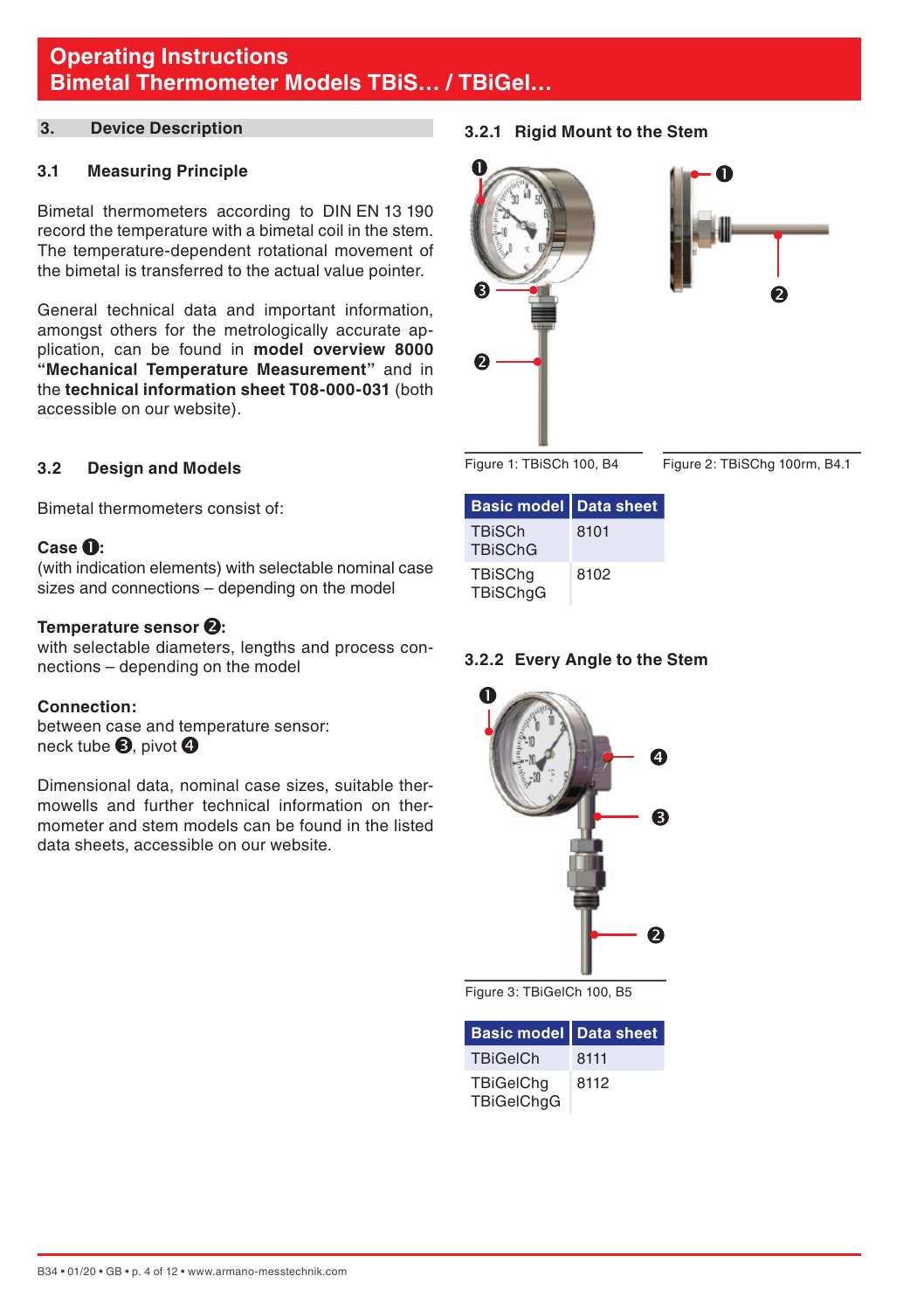## 3. Device Description

### 3.1 Measuring Principle

Bimetal thermometers according to DIN EN 13 190 record the temperature with a bimetal coil in the stem. The temperature-dependent rotational movement of the bimetal is transferred to the actual value pointer.

General technical data and important information, amongst others for the metrologically accurate application, can be found in **model overview 8000 "Mechanical Temperature Measurement"** and in the **technical information sheet T08-000-031** (both accessible on our website).

### 3.2 Design and Models

Bimetal thermometers consist of:

**Case ❶:**
(with indication elements) with selectable nominal case sizes and connections – depending on the model

**Temperature sensor ❷:**
with selectable diameters, lengths and process connections – depending on the model

**Connection:**
between case and temperature sensor:
neck tube ❸, pivot ❹

Dimensional data, nominal case sizes, suitable thermowells and further technical information on thermometer and stem models can be found in the listed data sheets, accessible on our website.

#### 3.2.1 Rigid Mount to the Stem

Figure 1: TBiSCh 100, B4

Figure 2: TBiSChg 100rm, B4.1

| Basic model | Data sheet |
|---|---|
| TBiSCh<br>TBiSChG | 8101 |
| TBiSChg<br>TBiSChgG | 8102 |

#### 3.2.2 Every Angle to the Stem

Figure 3: TBiGelCh 100, B5

| Basic model | Data sheet |
|---|---|
| TBiGelCh | 8111 |
| TBiGelChg<br>TBiGelChgG | 8112 |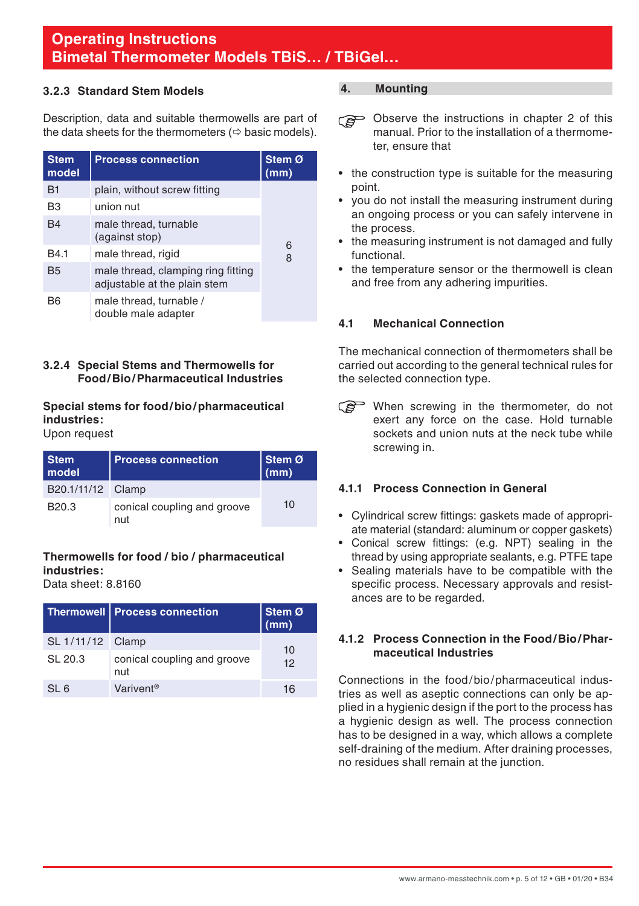### 3.2.3 Standard Stem Models

Description, data and suitable thermowells are part of the data sheets for the thermometers (⇨ basic models).

| Stem model | Process connection | Stem Ø (mm) |
|---|---|---|
| B1 | plain, without screw fitting | 6<br>8 |
| B3 | union nut | |
| B4 | male thread, turnable (against stop) | |
| B4.1 | male thread, rigid | |
| B5 | male thread, clamping ring fitting adjustable at the plain stem | |
| B6 | male thread, turnable / double male adapter | |

### 3.2.4 Special Stems and Thermowells for Food/Bio/Pharmaceutical Industries

**Special stems for food/bio/pharmaceutical industries:**
Upon request

| Stem model | Process connection | Stem Ø (mm) |
|---|---|---|
| B20.1/11/12 | Clamp | 10 |
| B20.3 | conical coupling and groove nut | |

**Thermowells for food / bio / pharmaceutical industries:**
Data sheet: 8.8160

| Thermowell | Process connection | Stem Ø (mm) |
|---|---|---|
| SL 1/11/12 | Clamp | 10<br>12 |
| SL 20.3 | conical coupling and groove nut | |
| SL 6 | Varivent® | 16 |

## 4. Mounting

☞ Observe the instructions in chapter 2 of this manual. Prior to the installation of a thermometer, ensure that

- the construction type is suitable for the measuring point.
- you do not install the measuring instrument during an ongoing process or you can safely intervene in the process.
- the measuring instrument is not damaged and fully functional.
- the temperature sensor or the thermowell is clean and free from any adhering impurities.

### 4.1 Mechanical Connection

The mechanical connection of thermometers shall be carried out according to the general technical rules for the selected connection type.

☞ When screwing in the thermometer, do not exert any force on the case. Hold turnable sockets and union nuts at the neck tube while screwing in.

### 4.1.1 Process Connection in General

- Cylindrical screw fittings: gaskets made of appropriate material (standard: aluminum or copper gaskets)
- Conical screw fittings: (e.g. NPT) sealing in the thread by using appropriate sealants, e.g. PTFE tape
- Sealing materials have to be compatible with the specific process. Necessary approvals and resistances are to be regarded.

### 4.1.2 Process Connection in the Food/Bio/Pharmaceutical Industries

Connections in the food/bio/pharmaceutical industries as well as aseptic connections can only be applied in a hygienic design if the port to the process has a hygienic design as well. The process connection has to be designed in a way, which allows a complete self-draining of the medium. After draining processes, no residues shall remain at the junction.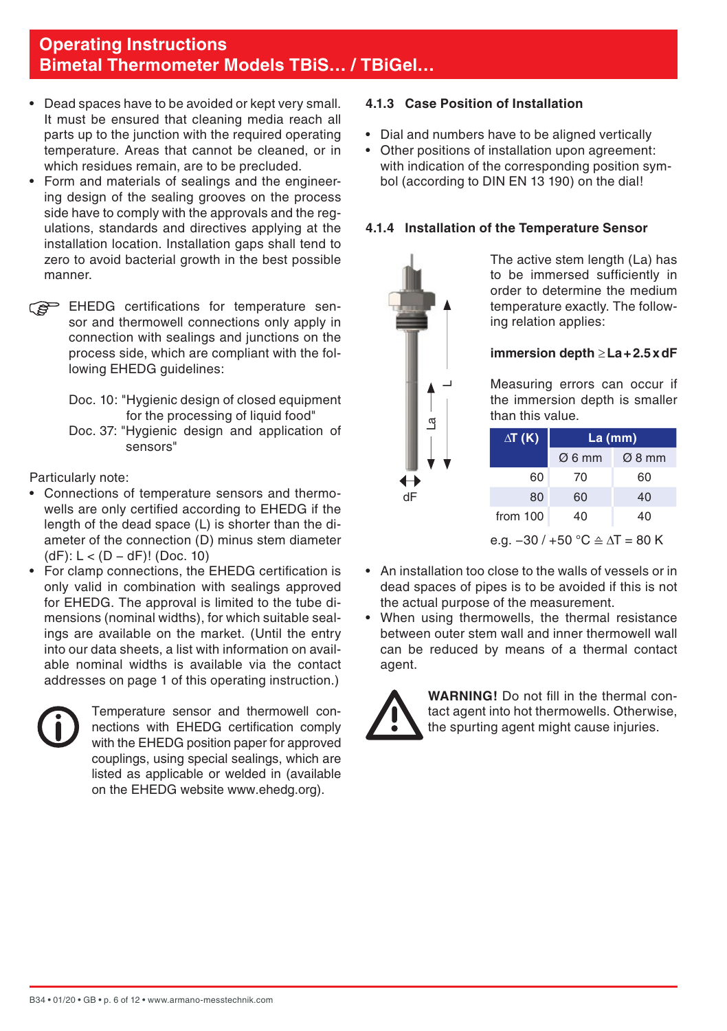# Operating Instructions
## Bimetal Thermometer Models TBiS... / TBiGel...

- Dead spaces have to be avoided or kept very small. It must be ensured that cleaning media reach all parts up to the junction with the required operating temperature. Areas that cannot be cleaned, or in which residues remain, are to be precluded.
- Form and materials of sealings and the engineering design of the sealing grooves on the process side have to comply with the approvals and the regulations, standards and directives applying at the installation location. Installation gaps shall tend to zero to avoid bacterial growth in the best possible manner.

☞ EHEDG certifications for temperature sensor and thermowell connections only apply in connection with sealings and junctions on the process side, which are compliant with the following EHEDG guidelines:

Doc. 10: "Hygienic design of closed equipment for the processing of liquid food"
Doc. 37: "Hygienic design and application of sensors"

Particularly note:

- Connections of temperature sensors and thermowells are only certified according to EHEDG if the length of the dead space (L) is shorter than the diameter of the connection (D) minus stem diameter (dF): L < (D – dF)! (Doc. 10)
- For clamp connections, the EHEDG certification is only valid in combination with sealings approved for EHEDG. The approval is limited to the tube dimensions (nominal widths), for which suitable sealings are available on the market. (Until the entry into our data sheets, a list with information on available nominal widths is available via the contact addresses on page 1 of this operating instruction.)

Temperature sensor and thermowell connections with EHEDG certification comply with the EHEDG position paper for approved couplings, using special sealings, which are listed as applicable or welded in (available on the EHEDG website www.ehedg.org).

### 4.1.3 Case Position of Installation

- Dial and numbers have to be aligned vertically
- Other positions of installation upon agreement: with indication of the corresponding position symbol (according to DIN EN 13 190) on the dial!

### 4.1.4 Installation of the Temperature Sensor

L

La

dF

The active stem length (La) has to be immersed sufficiently in order to determine the medium temperature exactly. The following relation applies:

**immersion depth ≥ La + 2.5 x dF**

Measuring errors can occur if the immersion depth is smaller than this value.

| ΔT (K) | La (mm) | |
|---|---|---|
| | Ø 6 mm | Ø 8 mm |
| 60 | 70 | 60 |
| 80 | 60 | 40 |
| from 100 | 40 | 40 |

e.g. −30 / +50 °C ≙ ΔT = 80 K

- An installation too close to the walls of vessels or in dead spaces of pipes is to be avoided if this is not the actual purpose of the measurement.
- When using thermowells, the thermal resistance between outer stem wall and inner thermowell wall can be reduced by means of a thermal contact agent.

**WARNING!** Do not fill in the thermal contact agent into hot thermowells. Otherwise, the spurting agent might cause injuries.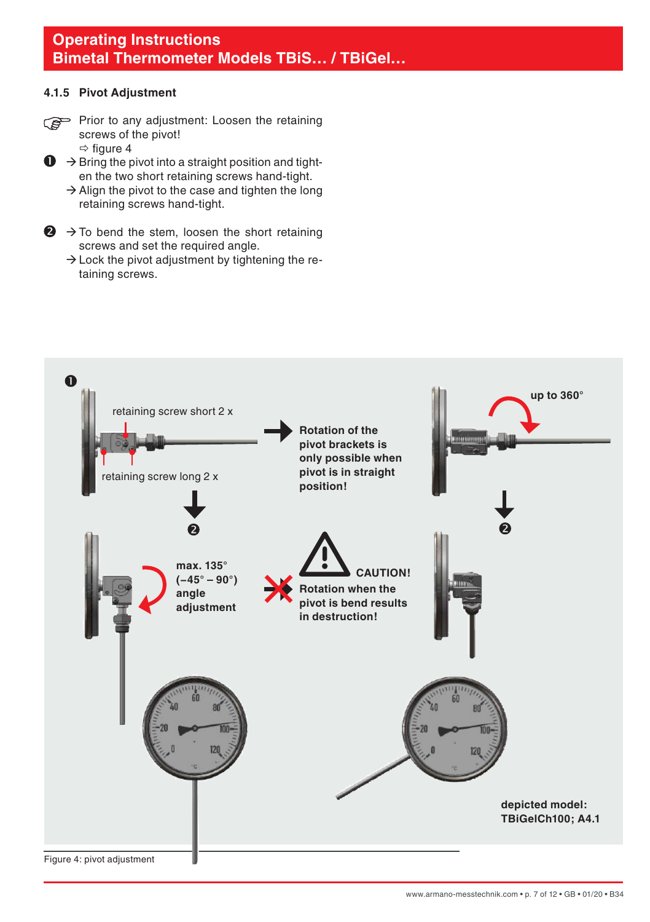#### 4.1.5 Pivot Adjustment

☞ Prior to any adjustment: Loosen the retaining screws of the pivot!
⇨ figure 4

❶ → Bring the pivot into a straight position and tighten the two short retaining screws hand-tight.
→ Align the pivot to the case and tighten the long retaining screws hand-tight.

❷ → To bend the stem, loosen the short retaining screws and set the required angle.
→ Lock the pivot adjustment by tightening the retaining screws.

❶

retaining screw short 2 x

retaining screw long 2 x

**Rotation of the pivot brackets is only possible when pivot is in straight position!**

**up to 360°**

❷

**max. 135° (–45° – 90°) angle adjustment**

**CAUTION!**
**Rotation when the pivot is bend results in destruction!**

❷

**depicted model: TBiGelCh100; A4.1**

Figure 4: pivot adjustment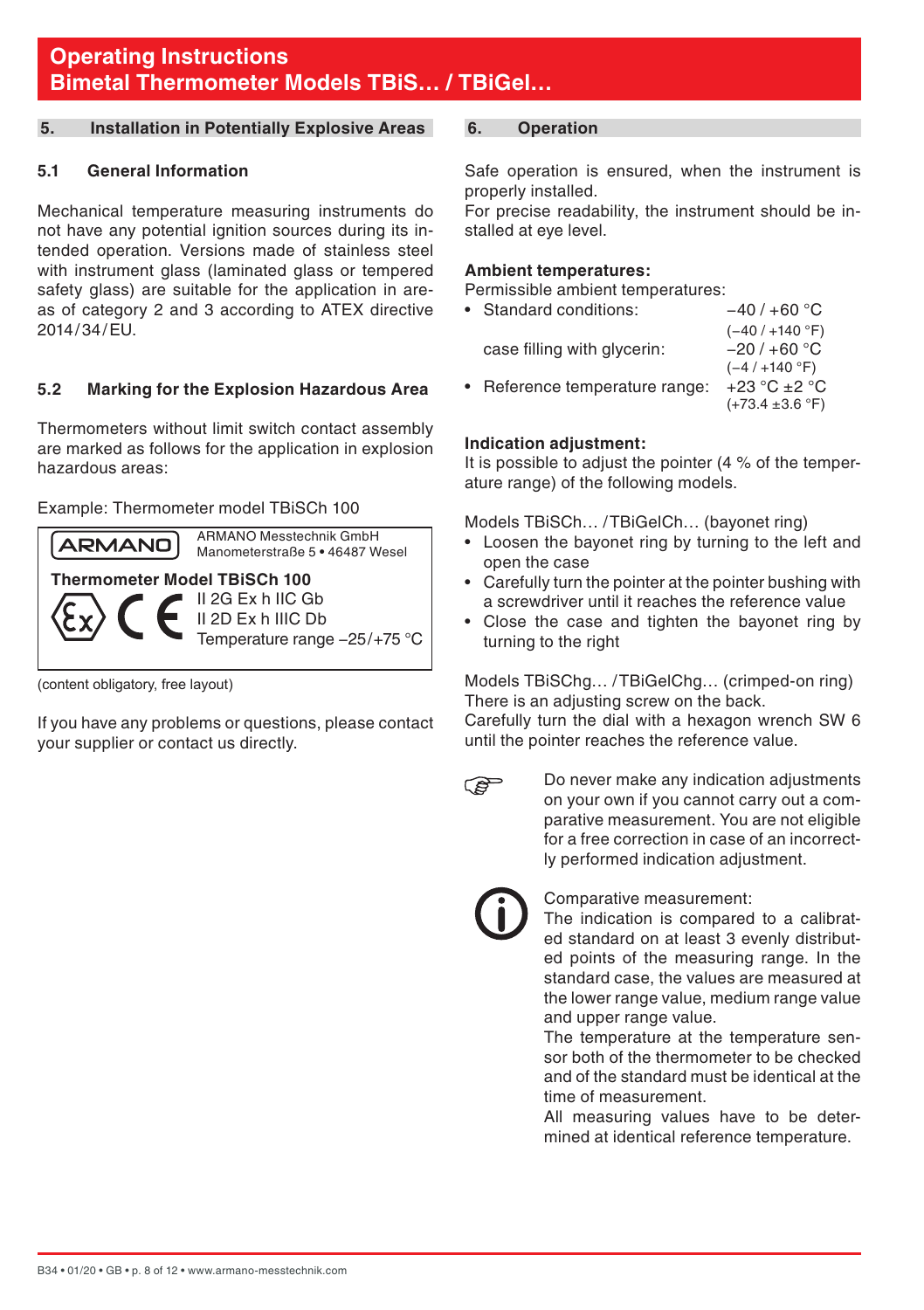## 5. Installation in Potentially Explosive Areas

### 5.1 General Information

Mechanical temperature measuring instruments do not have any potential ignition sources during its intended operation. Versions made of stainless steel with instrument glass (laminated glass or tempered safety glass) are suitable for the application in areas of category 2 and 3 according to ATEX directive 2014/34/EU.

### 5.2 Marking for the Explosion Hazardous Area

Thermometers without limit switch contact assembly are marked as follows for the application in explosion hazardous areas:

Example: Thermometer model TBiSCh 100

ARMANO

ARMANO Messtechnik GmbH
Manometerstraße 5 • 46487 Wesel

**Thermometer Model TBiSCh 100**

Ex CE
II 2G Ex h IIC Gb
II 2D Ex h IIIC Db
Temperature range –25/+75 °C

(content obligatory, free layout)

If you have any problems or questions, please contact your supplier or contact us directly.

## 6. Operation

Safe operation is ensured, when the instrument is properly installed.
For precise readability, the instrument should be installed at eye level.

**Ambient temperatures:**
Permissible ambient temperatures:

- Standard conditions: −40 / +60 °C (−40 / +140 °F)
  case filling with glycerin: −20 / +60 °C (−4 / +140 °F)
- Reference temperature range: +23 °C ±2 °C (+73.4 ±3.6 °F)

**Indication adjustment:**
It is possible to adjust the pointer (4 % of the temperature range) of the following models.

Models TBiSCh… / TBiGelCh… (bayonet ring)

- Loosen the bayonet ring by turning to the left and open the case
- Carefully turn the pointer at the pointer bushing with a screwdriver until it reaches the reference value
- Close the case and tighten the bayonet ring by turning to the right

Models TBiSChg… / TBiGelChg… (crimped-on ring)
There is an adjusting screw on the back.
Carefully turn the dial with a hexagon wrench SW 6 until the pointer reaches the reference value.

Do never make any indication adjustments on your own if you cannot carry out a comparative measurement. You are not eligible for a free correction in case of an incorrectly performed indication adjustment.

Comparative measurement:
The indication is compared to a calibrated standard on at least 3 evenly distributed points of the measuring range. In the standard case, the values are measured at the lower range value, medium range value and upper range value.
The temperature at the temperature sensor both of the thermometer to be checked and of the standard must be identical at the time of measurement.
All measuring values have to be determined at identical reference temperature.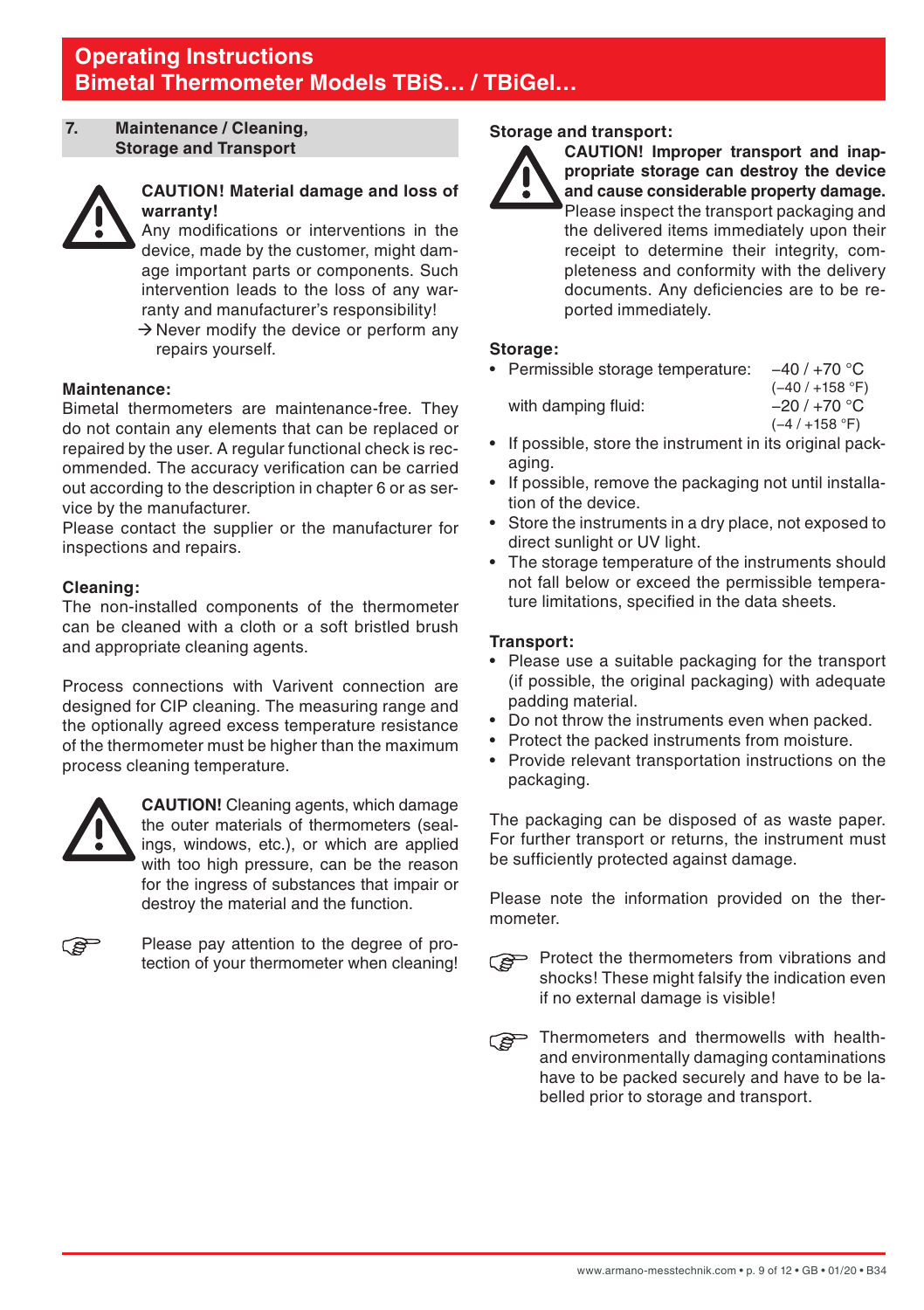## 7. Maintenance / Cleaning, Storage and Transport

**CAUTION! Material damage and loss of warranty!**
Any modifications or interventions in the device, made by the customer, might damage important parts or components. Such intervention leads to the loss of any warranty and manufacturer's responsibility!
→ Never modify the device or perform any repairs yourself.

**Maintenance:**
Bimetal thermometers are maintenance-free. They do not contain any elements that can be replaced or repaired by the user. A regular functional check is recommended. The accuracy verification can be carried out according to the description in chapter 6 or as service by the manufacturer.
Please contact the supplier or the manufacturer for inspections and repairs.

**Cleaning:**
The non-installed components of the thermometer can be cleaned with a cloth or a soft bristled brush and appropriate cleaning agents.

Process connections with Varivent connection are designed for CIP cleaning. The measuring range and the optionally agreed excess temperature resistance of the thermometer must be higher than the maximum process cleaning temperature.

**CAUTION!** Cleaning agents, which damage the outer materials of thermometers (sealings, windows, etc.), or which are applied with too high pressure, can be the reason for the ingress of substances that impair or destroy the material and the function.

☞ Please pay attention to the degree of protection of your thermometer when cleaning!

**Storage and transport:**

**CAUTION! Improper transport and inappropriate storage can destroy the device and cause considerable property damage.**
Please inspect the transport packaging and the delivered items immediately upon their receipt to determine their integrity, completeness and conformity with the delivery documents. Any deficiencies are to be reported immediately.

**Storage:**

- Permissible storage temperature: –40 / +70 °C (–40 / +158 °F)
  with damping fluid: –20 / +70 °C (–4 / +158 °F)
- If possible, store the instrument in its original packaging.
- If possible, remove the packaging not until installation of the device.
- Store the instruments in a dry place, not exposed to direct sunlight or UV light.
- The storage temperature of the instruments should not fall below or exceed the permissible temperature limitations, specified in the data sheets.

**Transport:**

- Please use a suitable packaging for the transport (if possible, the original packaging) with adequate padding material.
- Do not throw the instruments even when packed.
- Protect the packed instruments from moisture.
- Provide relevant transportation instructions on the packaging.

The packaging can be disposed of as waste paper. For further transport or returns, the instrument must be sufficiently protected against damage.

Please note the information provided on the thermometer.

☞ Protect the thermometers from vibrations and shocks! These might falsify the indication even if no external damage is visible!

☞ Thermometers and thermowells with health- and environmentally damaging contaminations have to be packed securely and have to be labelled prior to storage and transport.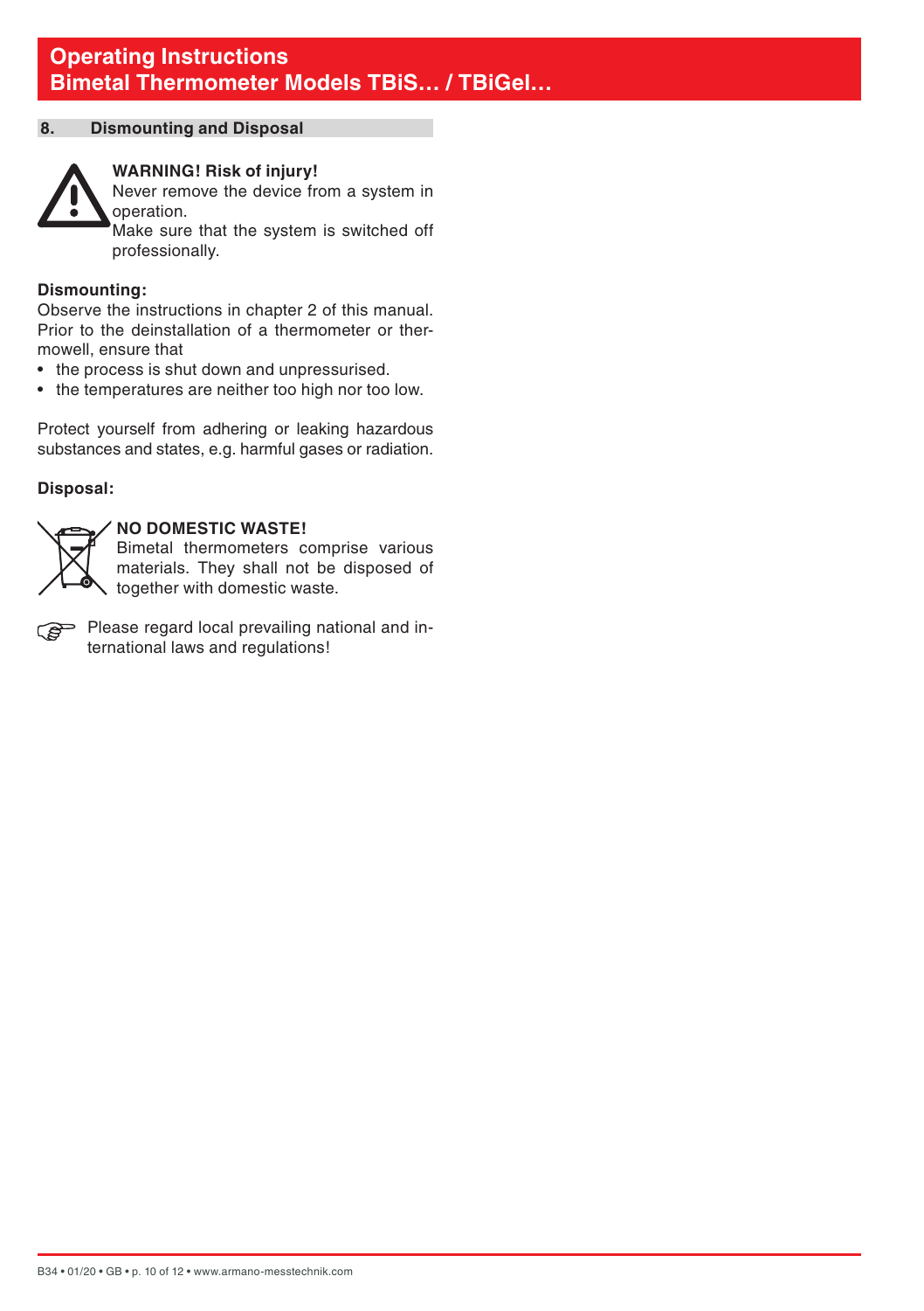## 8. Dismounting and Disposal

**WARNING! Risk of injury!**
Never remove the device from a system in operation.
Make sure that the system is switched off professionally.

**Dismounting:**
Observe the instructions in chapter 2 of this manual.
Prior to the deinstallation of a thermometer or thermowell, ensure that

- the process is shut down and unpressurised.
- the temperatures are neither too high nor too low.

Protect yourself from adhering or leaking hazardous substances and states, e.g. harmful gases or radiation.

**Disposal:**

**NO DOMESTIC WASTE!**
Bimetal thermometers comprise various materials. They shall not be disposed of together with domestic waste.

Please regard local prevailing national and international laws and regulations!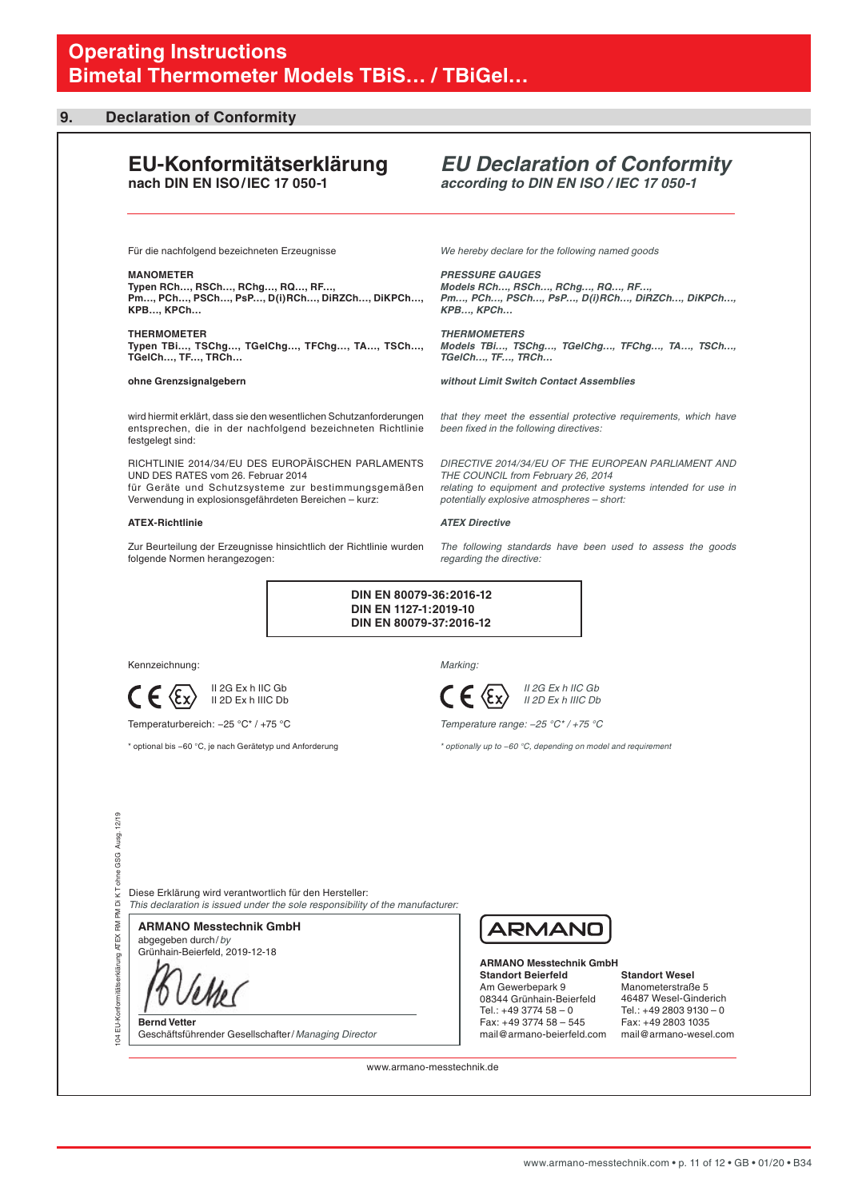## 9. Declaration of Conformity

# EU-Konformitätserklärung
**nach DIN EN ISO/IEC 17 050-1**

# *EU Declaration of Conformity*
***according to DIN EN ISO / IEC 17 050-1***

---

Für die nachfolgend bezeichneten Erzeugnisse

*We hereby declare for the following named goods*

**MANOMETER**
**Typen RCh…, RSCh…, RChg…, RQ…, RF…, Pm…, PCh…, PSCh…, PsP…, D(i)RCh…, DiRZCh…, DiKPCh…, KPB…, KPCh…**

***PRESSURE GAUGES***
***Models RCh…, RSCh…, RChg…, RQ…, RF…, Pm…, PCh…, PSCh…, PsP…, D(i)RCh…, DiRZCh…, DiKPCh…, KPB…, KPCh…***

**THERMOMETER**
**Typen TBi…, TSChg…, TGelChg…, TFChg…, TA…, TSCh…, TGelCh…, TF…, TRCh…**

***THERMOMETERS***
***Models TBi…, TSChg…, TGelChg…, TFChg…, TA…, TSCh…, TGelCh…, TF…, TRCh…***

**ohne Grenzsignalgebern**

***without Limit Switch Contact Assemblies***

wird hiermit erklärt, dass sie den wesentlichen Schutzanforderungen entsprechen, die in der nachfolgend bezeichneten Richtlinie festgelegt sind:

*that they meet the essential protective requirements, which have been fixed in the following directives:*

RICHTLINIE 2014/34/EU DES EUROPÄISCHEN PARLAMENTS UND DES RATES vom 26. Februar 2014
für Geräte und Schutzsysteme zur bestimmungsgemäßen Verwendung in explosionsgefährdeten Bereichen – kurz:

*DIRECTIVE 2014/34/EU OF THE EUROPEAN PARLIAMENT AND THE COUNCIL from February 26, 2014*
*relating to equipment and protective systems intended for use in potentially explosive atmospheres – short:*

**ATEX-Richtlinie**

***ATEX Directive***

Zur Beurteilung der Erzeugnisse hinsichtlich der Richtlinie wurden folgende Normen herangezogen:

*The following standards have been used to assess the goods regarding the directive:*

**DIN EN 80079-36:2016-12**
**DIN EN 1127-1:2019-10**
**DIN EN 80079-37:2016-12**

Kennzeichnung:

CE Ex II 2G Ex h IIC Gb
II 2D Ex h IIIC Db

Temperaturbereich: –25 °C* / +75 °C

\* optional bis –60 °C, je nach Gerätetyp und Anforderung

*Marking:*

*CE Ex II 2G Ex h IIC Gb*
*II 2D Ex h IIIC Db*

*Temperature range: –25 °C* / +75 °C*

*\* optionally up to –60 °C, depending on model and requirement*

Diese Erklärung wird verantwortlich für den Hersteller:
*This declaration is issued under the sole responsibility of the manufacturer:*

**ARMANO Messtechnik GmbH**
abgegeben durch / *by*
Grünhain-Beierfeld, 2019-12-18

**Bernd Vetter**
Geschäftsführender Gesellschafter / *Managing Director*

ARMANO

**ARMANO Messtechnik GmbH**

**Standort Beierfeld**
Am Gewerbepark 9
08344 Grünhain-Beierfeld
Tel.: +49 3774 58 – 0
Fax: +49 3774 58 – 545
mail@armano-beierfeld.com

**Standort Wesel**
Manometerstraße 5
46487 Wesel-Ginderich
Tel.: +49 2803 9130 – 0
Fax: +49 2803 1035
mail@armano-wesel.com

www.armano-messtechnik.de

104 EU-Konformitätserklärung ATEX RM PM Di K T ohne GSG Ausg. 12/19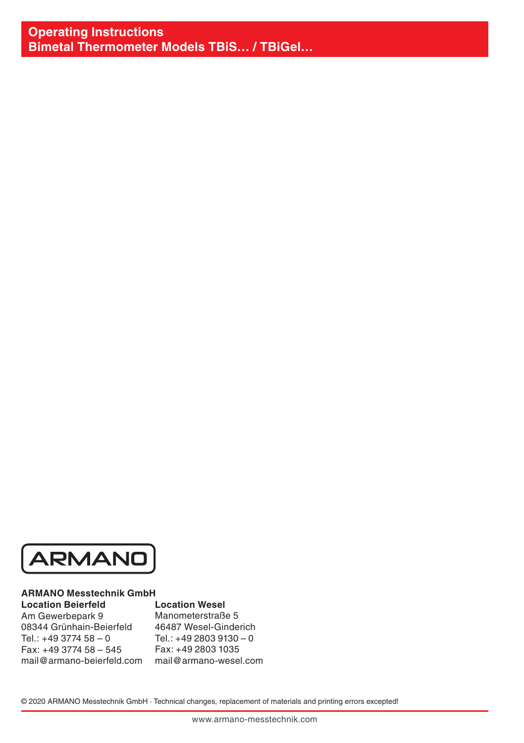**Operating Instructions**
**Bimetal Thermometer Models TBiS… / TBiGel…**

ARMANO

**ARMANO Messtechnik GmbH**

**Location Beierfeld**
Am Gewerbepark 9
08344 Grünhain-Beierfeld
Tel.: +49 3774 58 – 0
Fax: +49 3774 58 – 545
mail@armano-beierfeld.com

**Location Wesel**
Manometerstraße 5
46487 Wesel-Ginderich
Tel.: +49 2803 9130 – 0
Fax: +49 2803 1035
mail@armano-wesel.com

© 2020 ARMANO Messtechnik GmbH · Technical changes, replacement of materials and printing errors excepted!

www.armano-messtechnik.com